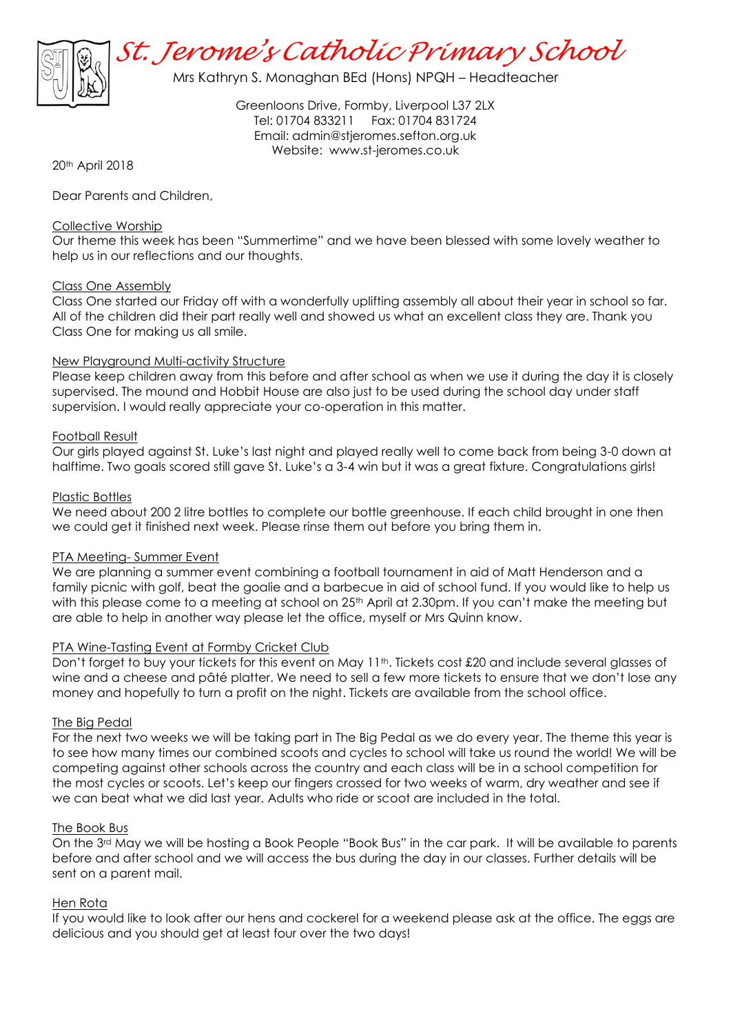# St. Jerome's Catholic Primary School

Mrs Kathryn S. Monaghan BEd (Hons) NPQH – Headteacher

Greenloons Drive, Formby, Liverpool L37 2LX
Tel: 01704 833211 Fax: 01704 831724
Email: admin@stjeromes.sefton.org.uk
Website: www.st-jeromes.co.uk

20th April 2018

Dear Parents and Children,

### Collective Worship

Our theme this week has been "Summertime" and we have been blessed with some lovely weather to help us in our reflections and our thoughts.

### Class One Assembly

Class One started our Friday off with a wonderfully uplifting assembly all about their year in school so far. All of the children did their part really well and showed us what an excellent class they are. Thank you Class One for making us all smile.

### New Playground Multi-activity Structure

Please keep children away from this before and after school as when we use it during the day it is closely supervised. The mound and Hobbit House are also just to be used during the school day under staff supervision. I would really appreciate your co-operation in this matter.

### Football Result

Our girls played against St. Luke's last night and played really well to come back from being 3-0 down at halftime. Two goals scored still gave St. Luke's a 3-4 win but it was a great fixture. Congratulations girls!

### Plastic Bottles

We need about 200 2 litre bottles to complete our bottle greenhouse. If each child brought in one then we could get it finished next week. Please rinse them out before you bring them in.

### PTA Meeting- Summer Event

We are planning a summer event combining a football tournament in aid of Matt Henderson and a family picnic with golf, beat the goalie and a barbecue in aid of school fund. If you would like to help us with this please come to a meeting at school on 25th April at 2.30pm. If you can't make the meeting but are able to help in another way please let the office, myself or Mrs Quinn know.

### PTA Wine-Tasting Event at Formby Cricket Club

Don't forget to buy your tickets for this event on May 11th. Tickets cost £20 and include several glasses of wine and a cheese and pâté platter. We need to sell a few more tickets to ensure that we don't lose any money and hopefully to turn a profit on the night. Tickets are available from the school office.

### The Big Pedal

For the next two weeks we will be taking part in The Big Pedal as we do every year. The theme this year is to see how many times our combined scoots and cycles to school will take us round the world! We will be competing against other schools across the country and each class will be in a school competition for the most cycles or scoots. Let's keep our fingers crossed for two weeks of warm, dry weather and see if we can beat what we did last year. Adults who ride or scoot are included in the total.

### The Book Bus

On the 3rd May we will be hosting a Book People "Book Bus" in the car park. It will be available to parents before and after school and we will access the bus during the day in our classes. Further details will be sent on a parent mail.

### Hen Rota

If you would like to look after our hens and cockerel for a weekend please ask at the office. The eggs are delicious and you should get at least four over the two days!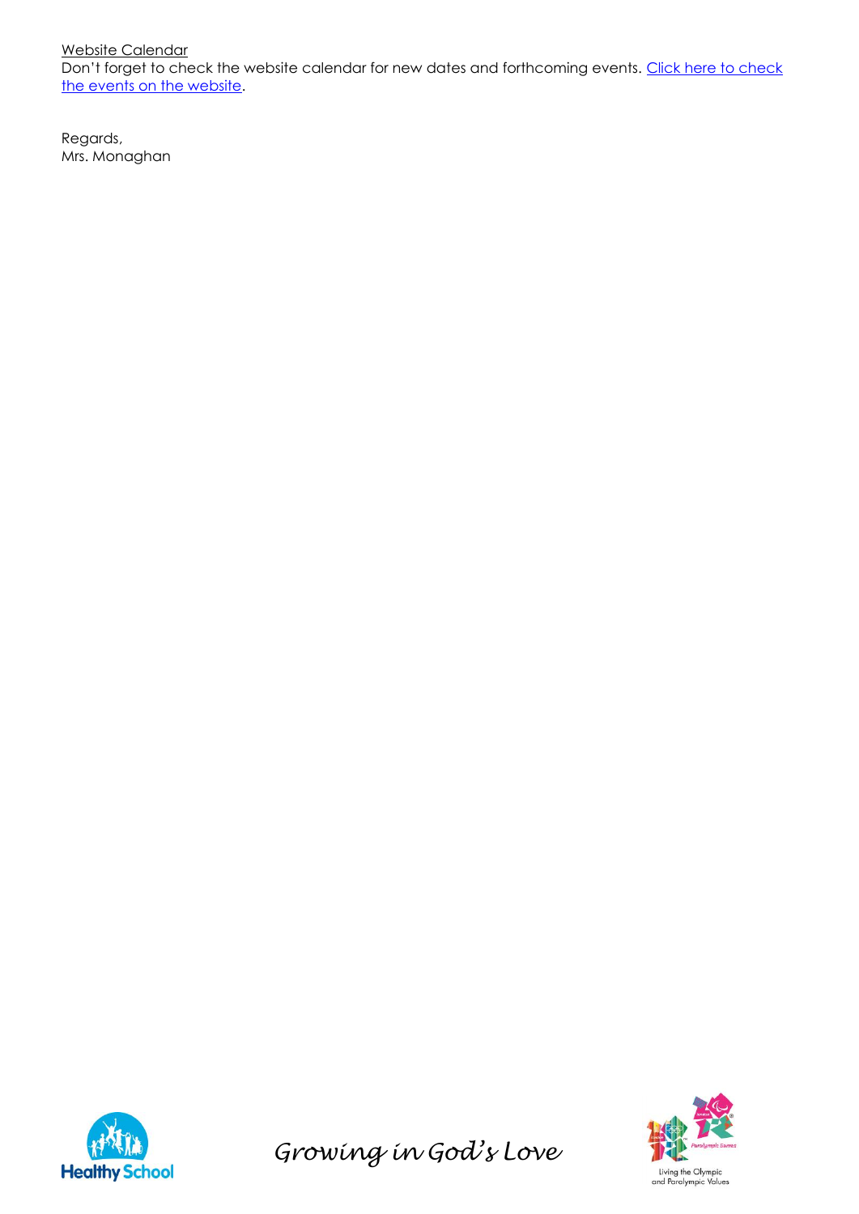Website Calendar

Don't forget to check the website calendar for new dates and forthcoming events. Click here to check the events on the website.

Regards,
Mrs. Monaghan